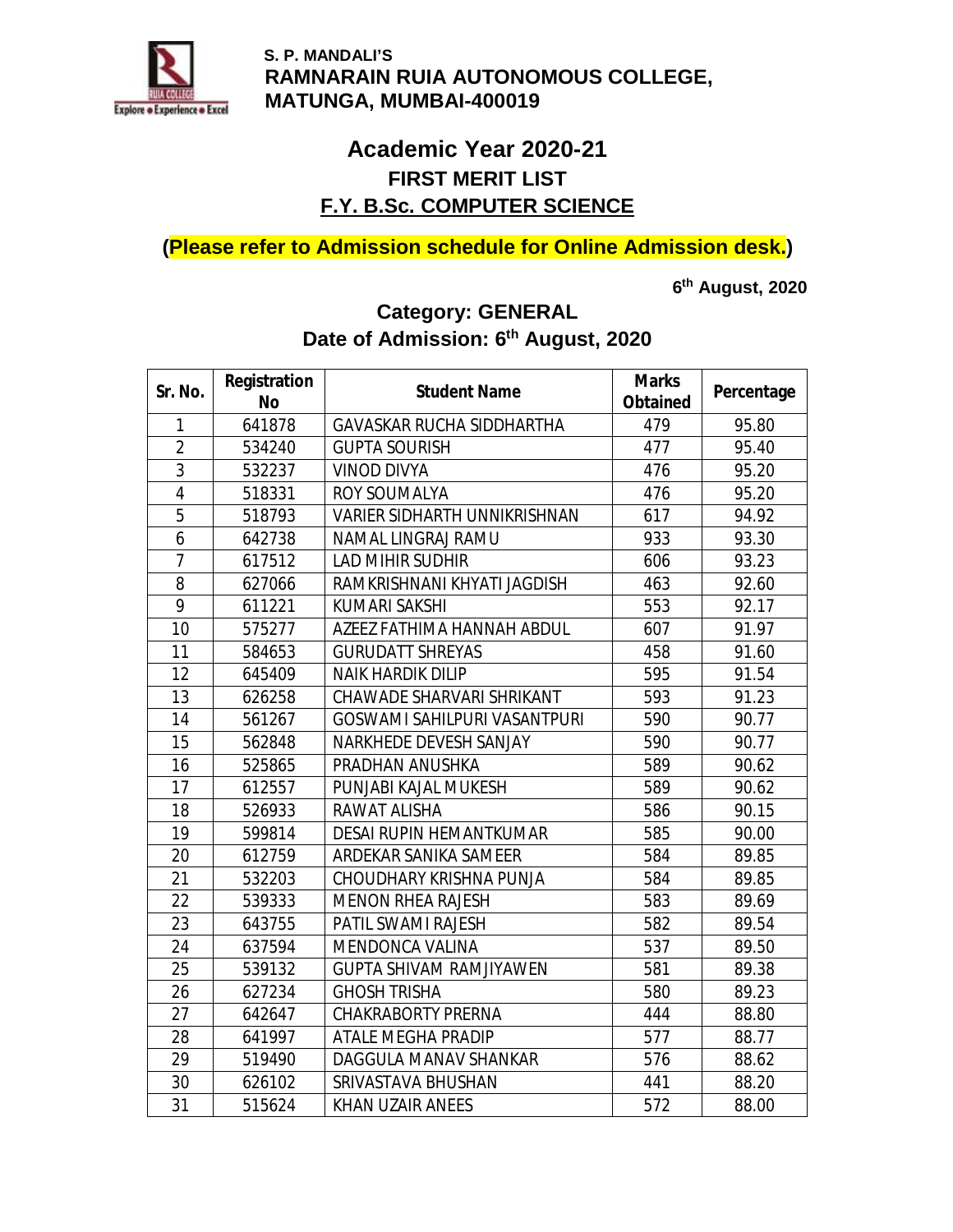**S. P. MANDALI'S**
**RAMNARAIN RUIA AUTONOMOUS COLLEGE,**
**MATUNGA, MUMBAI-400019**

# Academic Year 2020-21

## FIRST MERIT LIST

## F.Y. B.Sc. COMPUTER SCIENCE

**(Please refer to Admission schedule for Online Admission desk.)**

**6th August, 2020**

### Category: GENERAL
### Date of Admission: 6th August, 2020

| Sr. No. | Registration No | Student Name | Marks Obtained | Percentage |
|---|---|---|---|---|
| 1 | 641878 | GAVASKAR RUCHA SIDDHARTHA | 479 | 95.80 |
| 2 | 534240 | GUPTA SOURISH | 477 | 95.40 |
| 3 | 532237 | VINOD DIVYA | 476 | 95.20 |
| 4 | 518331 | ROY SOUMALYA | 476 | 95.20 |
| 5 | 518793 | VARIER SIDHARTH UNNIKRISHNAN | 617 | 94.92 |
| 6 | 642738 | NAMAL LINGRAJ RAMU | 933 | 93.30 |
| 7 | 617512 | LAD MIHIR SUDHIR | 606 | 93.23 |
| 8 | 627066 | RAMKRISHNANI KHYATI JAGDISH | 463 | 92.60 |
| 9 | 611221 | KUMARI SAKSHI | 553 | 92.17 |
| 10 | 575277 | AZEEZ FATHIMA HANNAH ABDUL | 607 | 91.97 |
| 11 | 584653 | GURUDATT SHREYAS | 458 | 91.60 |
| 12 | 645409 | NAIK HARDIK DILIP | 595 | 91.54 |
| 13 | 626258 | CHAWADE SHARVARI SHRIKANT | 593 | 91.23 |
| 14 | 561267 | GOSWAMI SAHILPURI VASANTPURI | 590 | 90.77 |
| 15 | 562848 | NARKHEDE DEVESH SANJAY | 590 | 90.77 |
| 16 | 525865 | PRADHAN ANUSHKA | 589 | 90.62 |
| 17 | 612557 | PUNJABI KAJAL MUKESH | 589 | 90.62 |
| 18 | 526933 | RAWAT ALISHA | 586 | 90.15 |
| 19 | 599814 | DESAI RUPIN HEMANTKUMAR | 585 | 90.00 |
| 20 | 612759 | ARDEKAR SANIKA SAMEER | 584 | 89.85 |
| 21 | 532203 | CHOUDHARY KRISHNA PUNJA | 584 | 89.85 |
| 22 | 539333 | MENON RHEA RAJESH | 583 | 89.69 |
| 23 | 643755 | PATIL SWAMI RAJESH | 582 | 89.54 |
| 24 | 637594 | MENDONCA VALINA | 537 | 89.50 |
| 25 | 539132 | GUPTA SHIVAM RAMJIYAWEN | 581 | 89.38 |
| 26 | 627234 | GHOSH TRISHA | 580 | 89.23 |
| 27 | 642647 | CHAKRABORTY PRERNA | 444 | 88.80 |
| 28 | 641997 | ATALE MEGHA PRADIP | 577 | 88.77 |
| 29 | 519490 | DAGGULA MANAV SHANKAR | 576 | 88.62 |
| 30 | 626102 | SRIVASTAVA BHUSHAN | 441 | 88.20 |
| 31 | 515624 | KHAN UZAIR ANEES | 572 | 88.00 |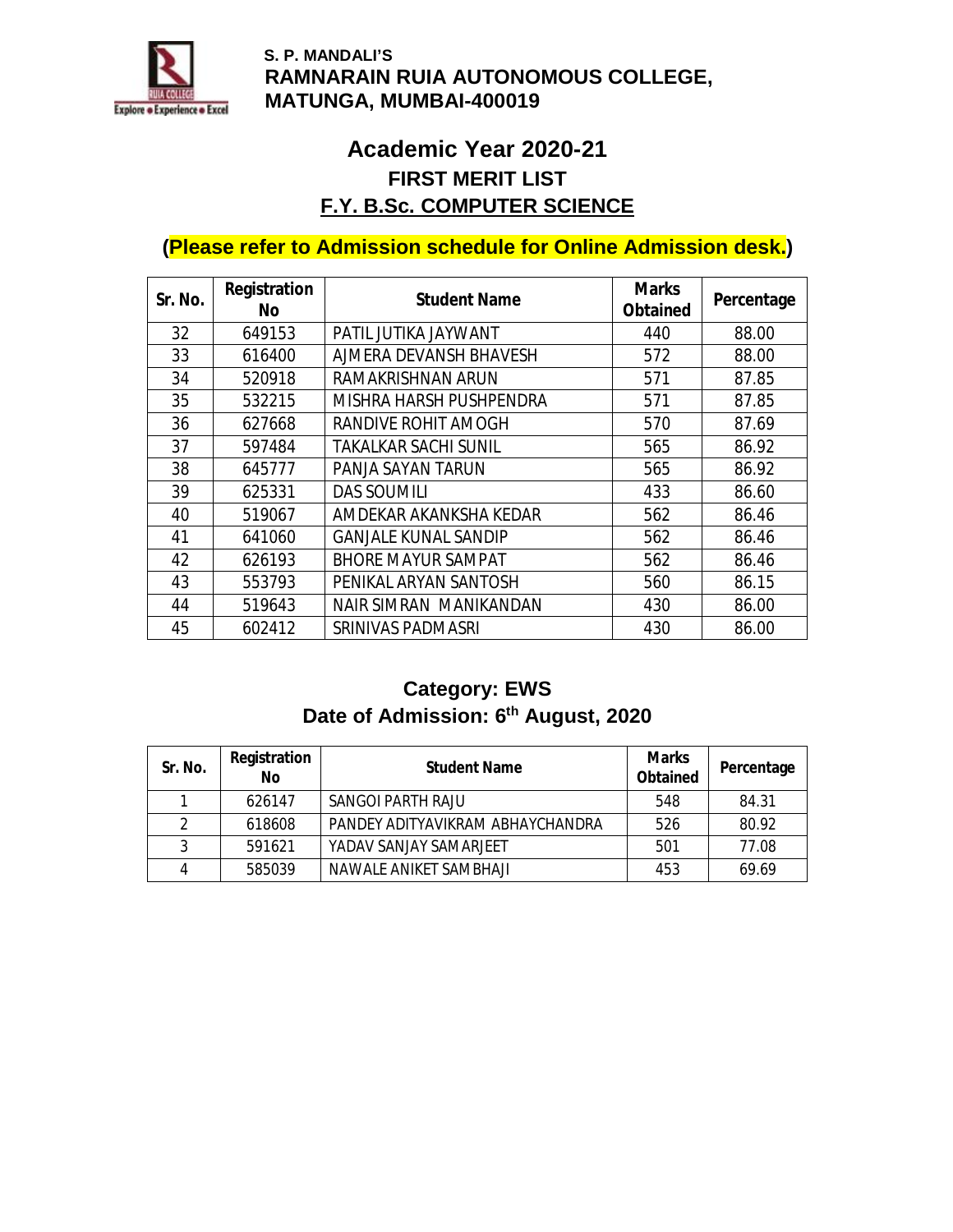S. P. MANDALI'S
**RAMNARAIN RUIA AUTONOMOUS COLLEGE, MATUNGA, MUMBAI-400019**

# Academic Year 2020-21

## FIRST MERIT LIST

## F.Y. B.Sc. COMPUTER SCIENCE

**(Please refer to Admission schedule for Online Admission desk.)**

| Sr. No. | Registration No | Student Name | Marks Obtained | Percentage |
|---|---|---|---|---|
| 32 | 649153 | PATIL JUTIKA JAYWANT | 440 | 88.00 |
| 33 | 616400 | AJMERA DEVANSH BHAVESH | 572 | 88.00 |
| 34 | 520918 | RAMAKRISHNAN ARUN | 571 | 87.85 |
| 35 | 532215 | MISHRA HARSH PUSHPENDRA | 571 | 87.85 |
| 36 | 627668 | RANDIVE ROHIT AMOGH | 570 | 87.69 |
| 37 | 597484 | TAKALKAR SACHI SUNIL | 565 | 86.92 |
| 38 | 645777 | PANJA SAYAN TARUN | 565 | 86.92 |
| 39 | 625331 | DAS SOUMILI | 433 | 86.60 |
| 40 | 519067 | AMDEKAR AKANKSHA KEDAR | 562 | 86.46 |
| 41 | 641060 | GANJALE KUNAL SANDIP | 562 | 86.46 |
| 42 | 626193 | BHORE MAYUR SAMPAT | 562 | 86.46 |
| 43 | 553793 | PENIKAL ARYAN SANTOSH | 560 | 86.15 |
| 44 | 519643 | NAIR SIMRAN MANIKANDAN | 430 | 86.00 |
| 45 | 602412 | SRINIVAS PADMASRI | 430 | 86.00 |

## Category: EWS

## Date of Admission: 6th August, 2020

| Sr. No. | Registration No | Student Name | Marks Obtained | Percentage |
|---|---|---|---|---|
| 1 | 626147 | SANGOI PARTH RAJU | 548 | 84.31 |
| 2 | 618608 | PANDEY ADITYAVIKRAM ABHAYCHANDRA | 526 | 80.92 |
| 3 | 591621 | YADAV SANJAY SAMARJEET | 501 | 77.08 |
| 4 | 585039 | NAWALE ANIKET SAMBHAJI | 453 | 69.69 |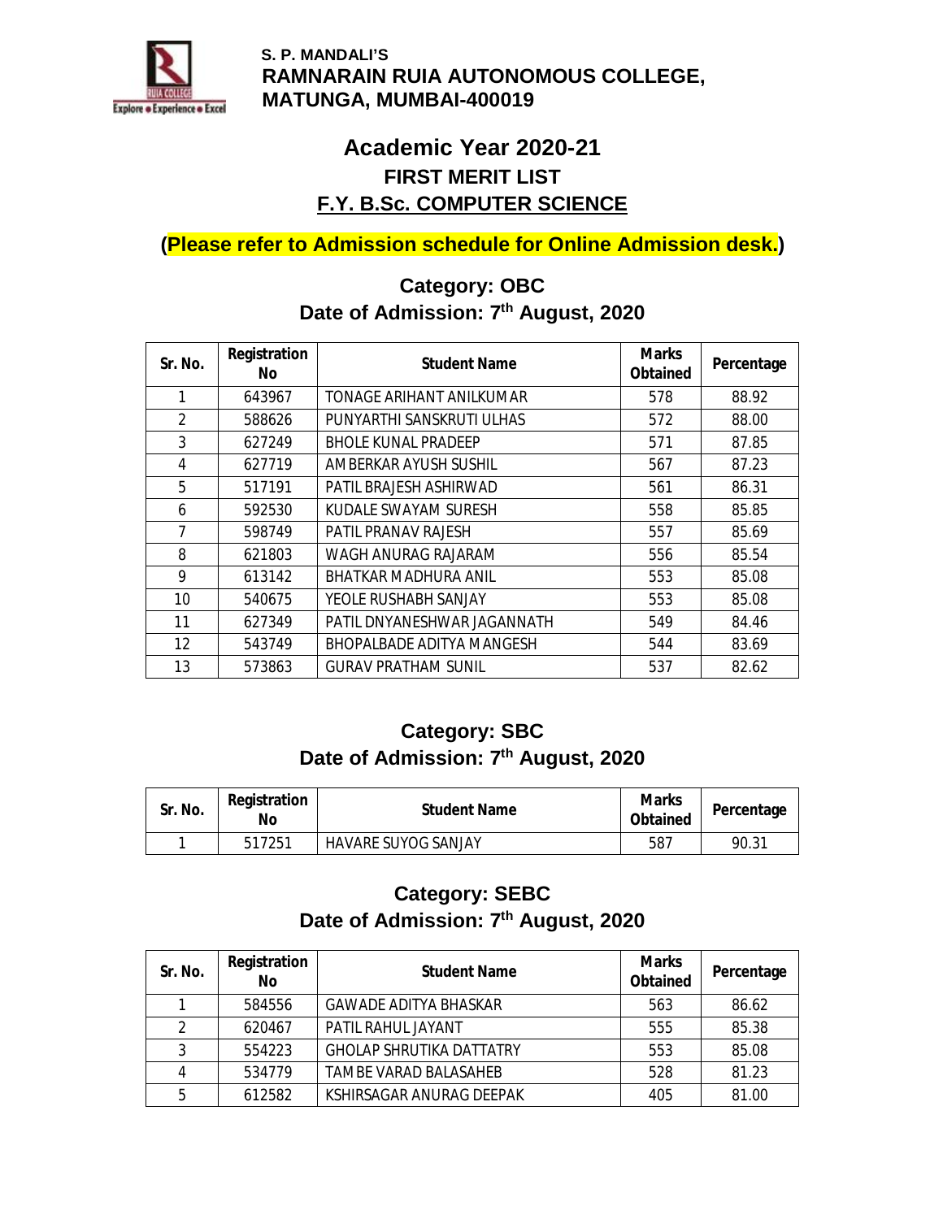**S. P. MANDALI'S**
**RAMNARAIN RUIA AUTONOMOUS COLLEGE,**
**MATUNGA, MUMBAI-400019**

# Academic Year 2020-21

## FIRST MERIT LIST

## F.Y. B.Sc. COMPUTER SCIENCE

**(Please refer to Admission schedule for Online Admission desk.)**

### Category: OBC
### Date of Admission: 7th August, 2020

| Sr. No. | Registration No | Student Name | Marks Obtained | Percentage |
|---|---|---|---|---|
| 1 | 643967 | TONAGE ARIHANT ANILKUMAR | 578 | 88.92 |
| 2 | 588626 | PUNYARTHI SANSKRUTI ULHAS | 572 | 88.00 |
| 3 | 627249 | BHOLE KUNAL PRADEEP | 571 | 87.85 |
| 4 | 627719 | AMBERKAR AYUSH SUSHIL | 567 | 87.23 |
| 5 | 517191 | PATIL BRAJESH ASHIRWAD | 561 | 86.31 |
| 6 | 592530 | KUDALE SWAYAM SURESH | 558 | 85.85 |
| 7 | 598749 | PATIL PRANAV RAJESH | 557 | 85.69 |
| 8 | 621803 | WAGH ANURAG RAJARAM | 556 | 85.54 |
| 9 | 613142 | BHATKAR MADHURA ANIL | 553 | 85.08 |
| 10 | 540675 | YEOLE RUSHABH SANJAY | 553 | 85.08 |
| 11 | 627349 | PATIL DNYANESHWAR JAGANNATH | 549 | 84.46 |
| 12 | 543749 | BHOPALBADE ADITYA MANGESH | 544 | 83.69 |
| 13 | 573863 | GURAV PRATHAM SUNIL | 537 | 82.62 |

### Category: SBC
### Date of Admission: 7th August, 2020

| Sr. No. | Registration No | Student Name | Marks Obtained | Percentage |
|---|---|---|---|---|
| 1 | 517251 | HAVARE SUYOG SANJAY | 587 | 90.31 |

### Category: SEBC
### Date of Admission: 7th August, 2020

| Sr. No. | Registration No | Student Name | Marks Obtained | Percentage |
|---|---|---|---|---|
| 1 | 584556 | GAWADE ADITYA BHASKAR | 563 | 86.62 |
| 2 | 620467 | PATIL RAHUL JAYANT | 555 | 85.38 |
| 3 | 554223 | GHOLAP SHRUTIKA DATTATRY | 553 | 85.08 |
| 4 | 534779 | TAMBE VARAD BALASAHEB | 528 | 81.23 |
| 5 | 612582 | KSHIRSAGAR ANURAG DEEPAK | 405 | 81.00 |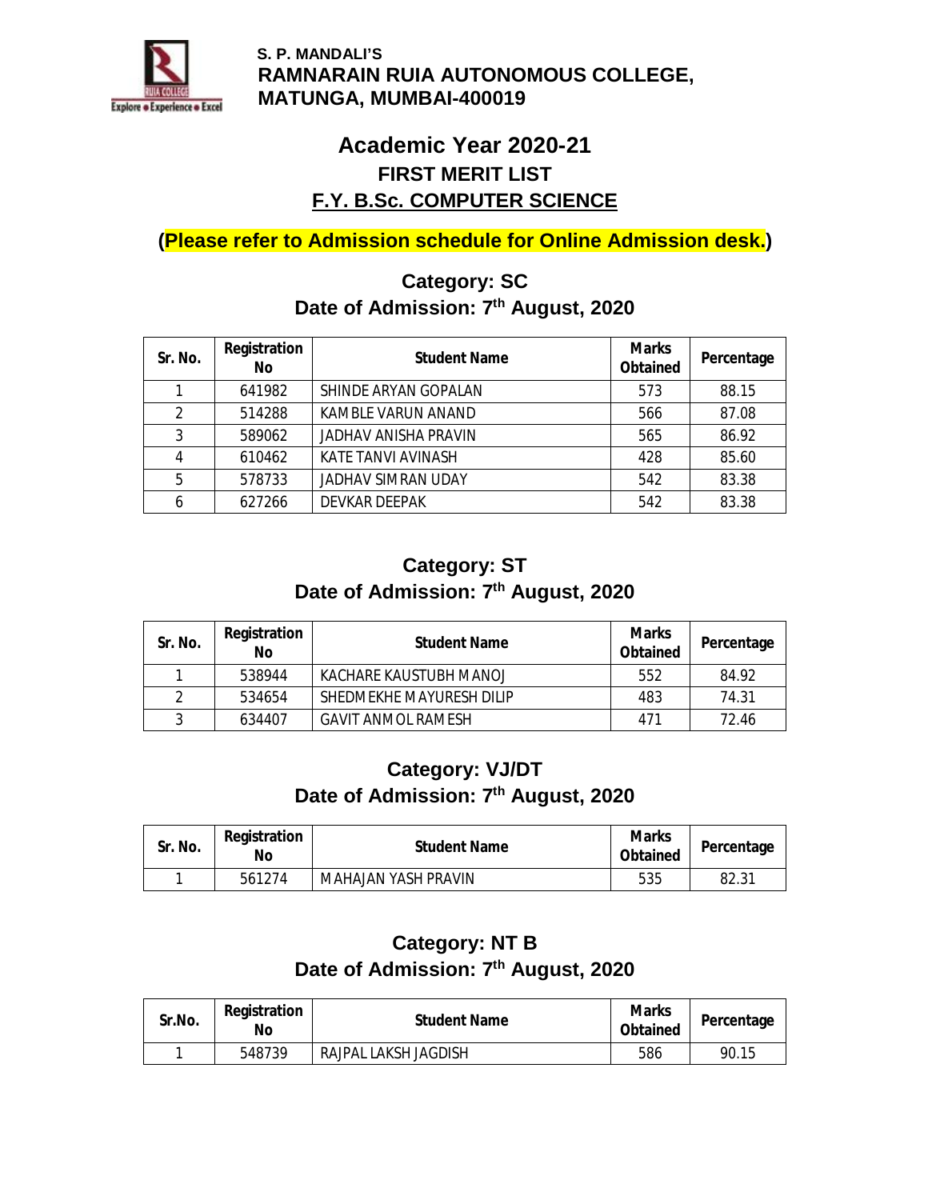S. P. MANDALI'S
**RAMNARAIN RUIA AUTONOMOUS COLLEGE,**
**MATUNGA, MUMBAI-400019**

## Academic Year 2020-21

### FIRST MERIT LIST

### F.Y. B.Sc. COMPUTER SCIENCE

**(Please refer to Admission schedule for Online Admission desk.)**

### Category: SC
### Date of Admission: 7th August, 2020

| Sr. No. | Registration No | Student Name | Marks Obtained | Percentage |
|---|---|---|---|---|
| 1 | 641982 | SHINDE ARYAN GOPALAN | 573 | 88.15 |
| 2 | 514288 | KAMBLE VARUN ANAND | 566 | 87.08 |
| 3 | 589062 | JADHAV ANISHA PRAVIN | 565 | 86.92 |
| 4 | 610462 | KATE TANVI AVINASH | 428 | 85.60 |
| 5 | 578733 | JADHAV SIMRAN UDAY | 542 | 83.38 |
| 6 | 627266 | DEVKAR DEEPAK | 542 | 83.38 |

### Category: ST
### Date of Admission: 7th August, 2020

| Sr. No. | Registration No | Student Name | Marks Obtained | Percentage |
|---|---|---|---|---|
| 1 | 538944 | KACHARE KAUSTUBH MANOJ | 552 | 84.92 |
| 2 | 534654 | SHEDMEKHE MAYURESH DILIP | 483 | 74.31 |
| 3 | 634407 | GAVIT ANMOL RAMESH | 471 | 72.46 |

### Category: VJ/DT
### Date of Admission: 7th August, 2020

| Sr. No. | Registration No | Student Name | Marks Obtained | Percentage |
|---|---|---|---|---|
| 1 | 561274 | MAHAJAN YASH PRAVIN | 535 | 82.31 |

### Category: NT B
### Date of Admission: 7th August, 2020

| Sr.No. | Registration No | Student Name | Marks Obtained | Percentage |
|---|---|---|---|---|
| 1 | 548739 | RAJPAL LAKSH JAGDISH | 586 | 90.15 |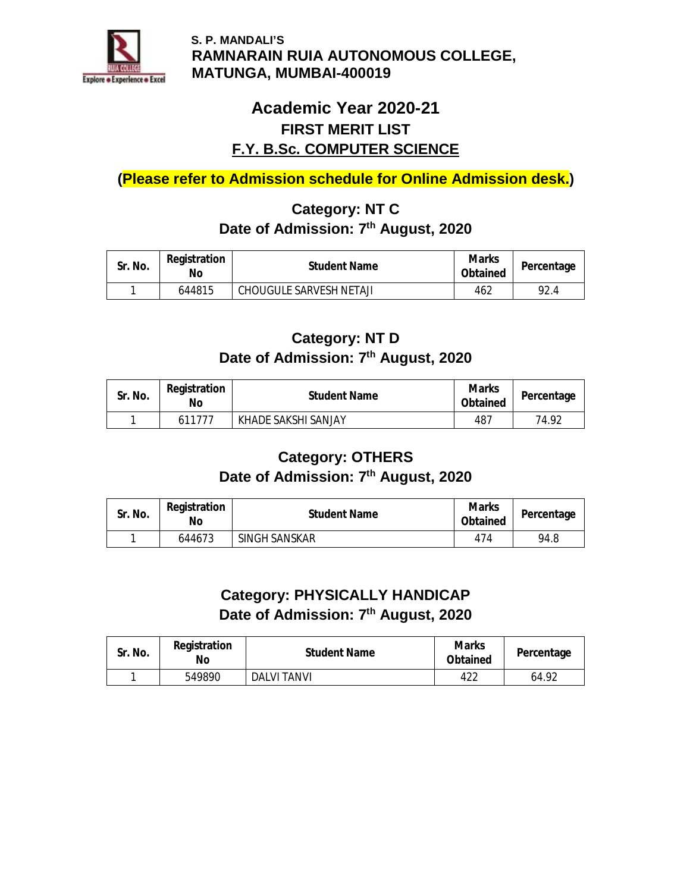S. P. MANDALI'S
**RAMNARAIN RUIA AUTONOMOUS COLLEGE, MATUNGA, MUMBAI-400019**

# Academic Year 2020-21

## FIRST MERIT LIST

## F.Y. B.Sc. COMPUTER SCIENCE

**(Please refer to Admission schedule for Online Admission desk.)**

### Category: NT C
### Date of Admission: 7th August, 2020

| Sr. No. | Registration No | Student Name | Marks Obtained | Percentage |
|---|---|---|---|---|
| 1 | 644815 | CHOUGULE SARVESH NETAJI | 462 | 92.4 |

### Category: NT D
### Date of Admission: 7th August, 2020

| Sr. No. | Registration No | Student Name | Marks Obtained | Percentage |
|---|---|---|---|---|
| 1 | 611777 | KHADE SAKSHI SANJAY | 487 | 74.92 |

### Category: OTHERS
### Date of Admission: 7th August, 2020

| Sr. No. | Registration No | Student Name | Marks Obtained | Percentage |
|---|---|---|---|---|
| 1 | 644673 | SINGH SANSKAR | 474 | 94.8 |

### Category: PHYSICALLY HANDICAP
### Date of Admission: 7th August, 2020

| Sr. No. | Registration No | Student Name | Marks Obtained | Percentage |
|---|---|---|---|---|
| 1 | 549890 | DALVI TANVI | 422 | 64.92 |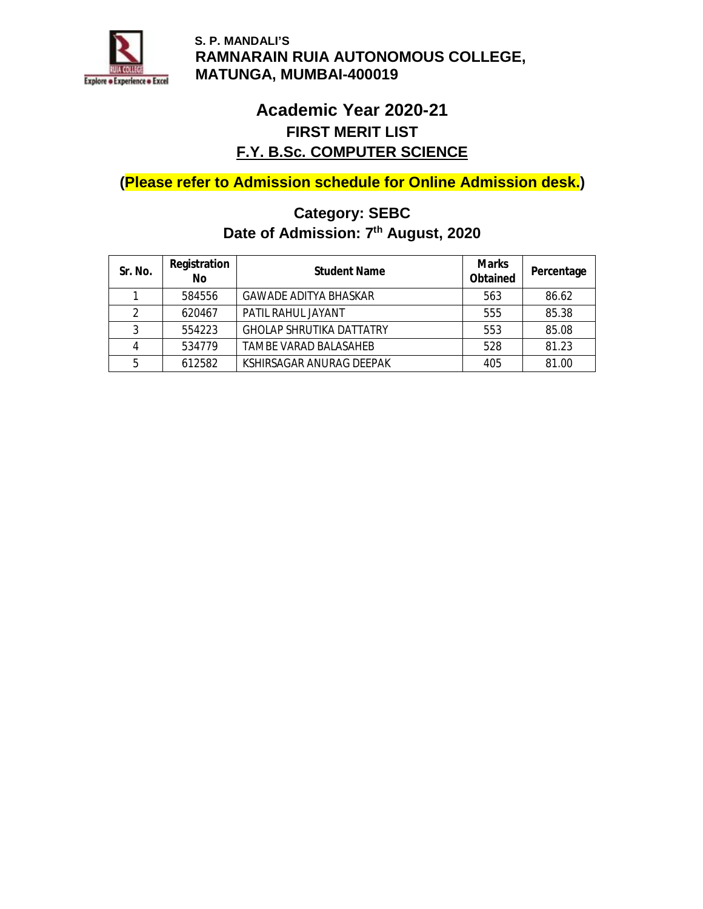**S. P. MANDALI'S**
**RAMNARAIN RUIA AUTONOMOUS COLLEGE,**
**MATUNGA, MUMBAI-400019**

# Academic Year 2020-21

## FIRST MERIT LIST

## F.Y. B.Sc. COMPUTER SCIENCE

**(Please refer to Admission schedule for Online Admission desk.)**

### Category: SEBC

### Date of Admission: 7th August, 2020

| Sr. No. | Registration No | Student Name | Marks Obtained | Percentage |
|---|---|---|---|---|
| 1 | 584556 | GAWADE ADITYA BHASKAR | 563 | 86.62 |
| 2 | 620467 | PATIL RAHUL JAYANT | 555 | 85.38 |
| 3 | 554223 | GHOLAP SHRUTIKA DATTATRY | 553 | 85.08 |
| 4 | 534779 | TAMBE VARAD BALASAHEB | 528 | 81.23 |
| 5 | 612582 | KSHIRSAGAR ANURAG DEEPAK | 405 | 81.00 |